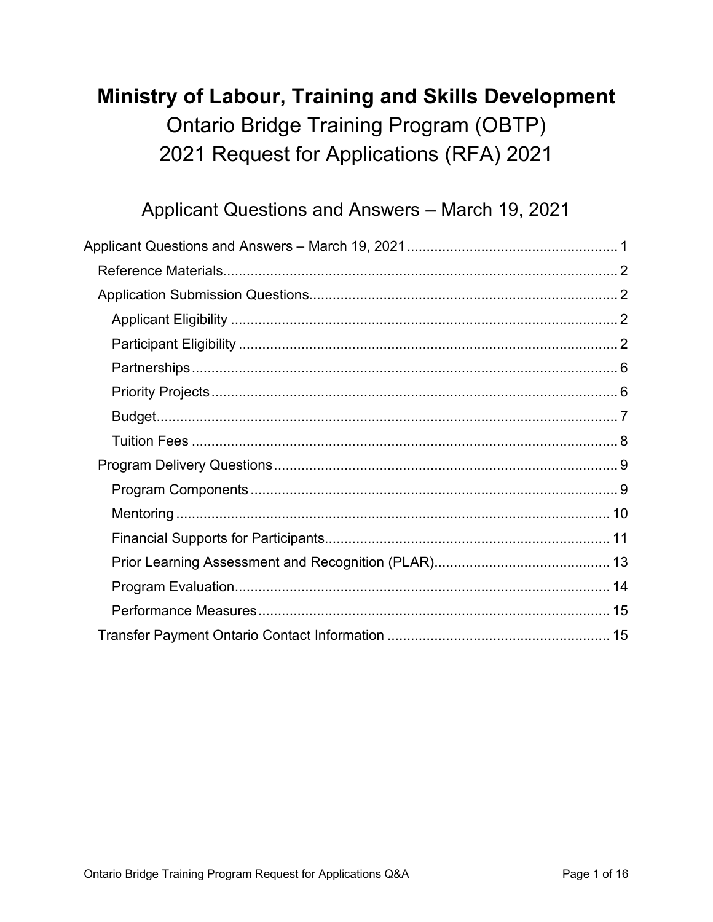# Ministry of Labour, Training and Skills Development

## Ontario Bridge Training Program (OBTP)

## 2021 Request for Applications (RFA) 2021

### Applicant Questions and Answers – March 19, 2021

Applicant Questions and Answers – March 19, 2021 .................................................... 1

- Reference Materials.................................................................................................. 2
- Application Submission Questions.............................................................................. 2
  - Applicant Eligibility ................................................................................................ 2
  - Participant Eligibility ............................................................................................... 2
  - Partnerships ........................................................................................................... 6
  - Priority Projects ...................................................................................................... 6
  - Budget.................................................................................................................... 7
  - Tuition Fees ............................................................................................................ 8
- Program Delivery Questions....................................................................................... 9
  - Program Components ............................................................................................ 9
  - Mentoring .............................................................................................................. 10
  - Financial Supports for Participants........................................................................ 11
  - Prior Learning Assessment and Recognition (PLAR)............................................ 13
  - Program Evaluation................................................................................................ 14
  - Performance Measures .......................................................................................... 15
- Transfer Payment Ontario Contact Information ........................................................ 15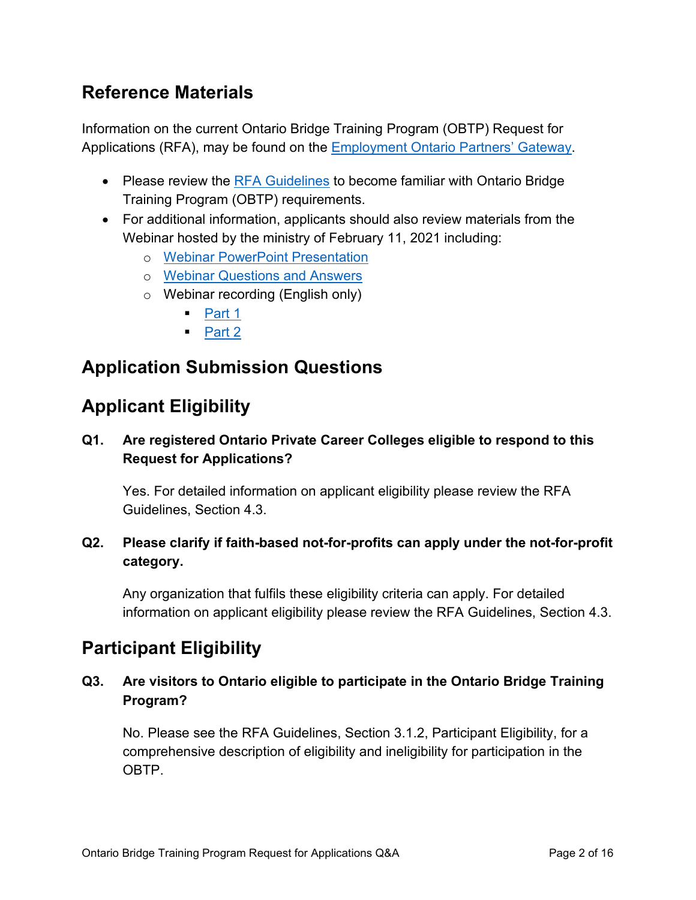## Reference Materials

Information on the current Ontario Bridge Training Program (OBTP) Request for Applications (RFA), may be found on the [Employment Ontario Partners' Gateway](#).

- Please review the [RFA Guidelines](#) to become familiar with Ontario Bridge Training Program (OBTP) requirements.
- For additional information, applicants should also review materials from the Webinar hosted by the ministry of February 11, 2021 including:
  - [Webinar PowerPoint Presentation](#)
  - [Webinar Questions and Answers](#)
  - Webinar recording (English only)
    - [Part 1](#)
    - [Part 2](#)

## Application Submission Questions

## Applicant Eligibility

**Q1. Are registered Ontario Private Career Colleges eligible to respond to this Request for Applications?**

Yes. For detailed information on applicant eligibility please review the RFA Guidelines, Section 4.3.

**Q2. Please clarify if faith-based not-for-profits can apply under the not-for-profit category.**

Any organization that fulfils these eligibility criteria can apply. For detailed information on applicant eligibility please review the RFA Guidelines, Section 4.3.

## Participant Eligibility

**Q3. Are visitors to Ontario eligible to participate in the Ontario Bridge Training Program?**

No. Please see the RFA Guidelines, Section 3.1.2, Participant Eligibility, for a comprehensive description of eligibility and ineligibility for participation in the OBTP.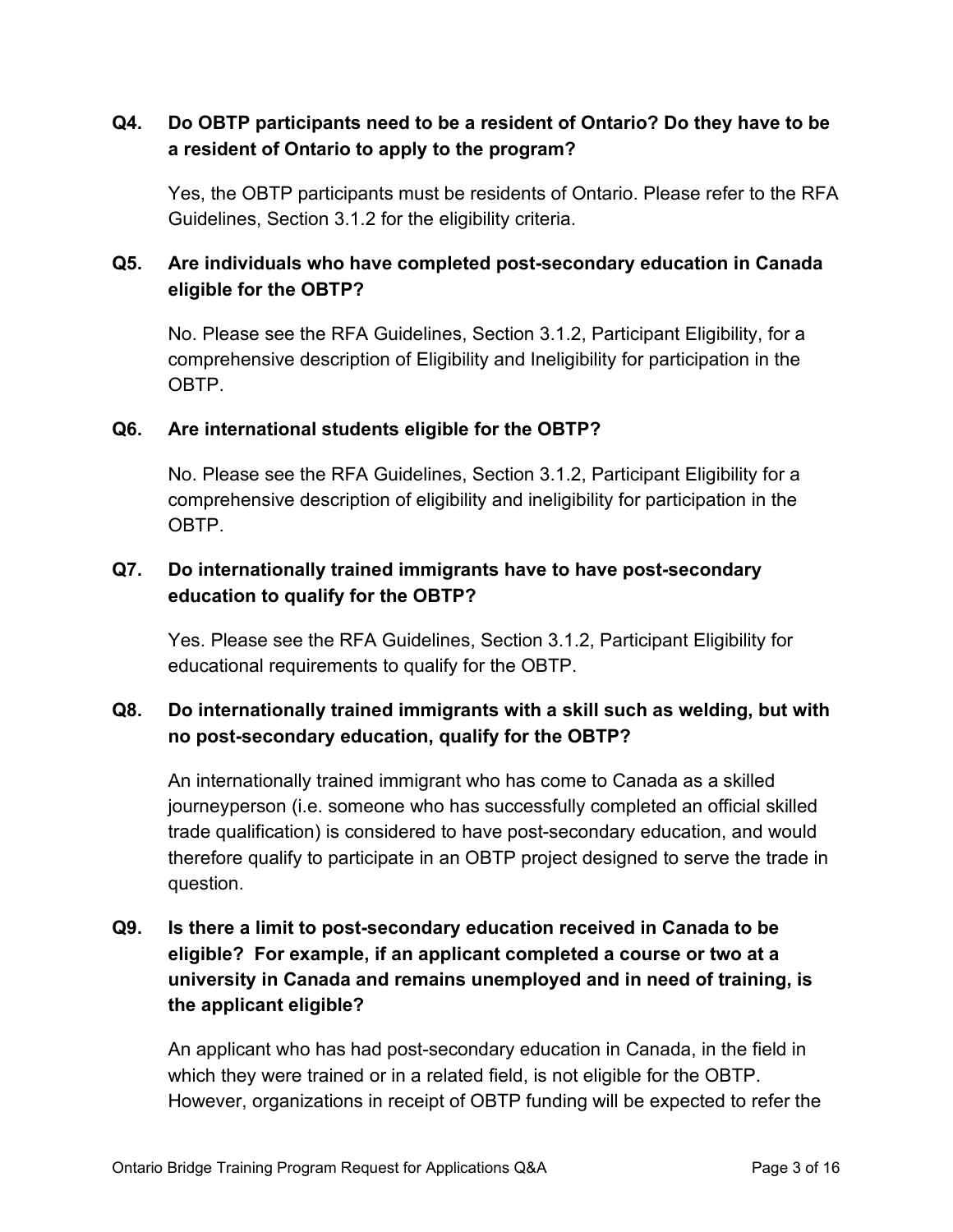**Q4. Do OBTP participants need to be a resident of Ontario? Do they have to be a resident of Ontario to apply to the program?**

Yes, the OBTP participants must be residents of Ontario. Please refer to the RFA Guidelines, Section 3.1.2 for the eligibility criteria.

**Q5. Are individuals who have completed post-secondary education in Canada eligible for the OBTP?**

No. Please see the RFA Guidelines, Section 3.1.2, Participant Eligibility, for a comprehensive description of Eligibility and Ineligibility for participation in the OBTP.

**Q6. Are international students eligible for the OBTP?**

No. Please see the RFA Guidelines, Section 3.1.2, Participant Eligibility for a comprehensive description of eligibility and ineligibility for participation in the OBTP.

**Q7. Do internationally trained immigrants have to have post-secondary education to qualify for the OBTP?**

Yes. Please see the RFA Guidelines, Section 3.1.2, Participant Eligibility for educational requirements to qualify for the OBTP.

**Q8. Do internationally trained immigrants with a skill such as welding, but with no post-secondary education, qualify for the OBTP?**

An internationally trained immigrant who has come to Canada as a skilled journeyperson (i.e. someone who has successfully completed an official skilled trade qualification) is considered to have post-secondary education, and would therefore qualify to participate in an OBTP project designed to serve the trade in question.

**Q9. Is there a limit to post-secondary education received in Canada to be eligible? For example, if an applicant completed a course or two at a university in Canada and remains unemployed and in need of training, is the applicant eligible?**

An applicant who has had post-secondary education in Canada, in the field in which they were trained or in a related field, is not eligible for the OBTP. However, organizations in receipt of OBTP funding will be expected to refer the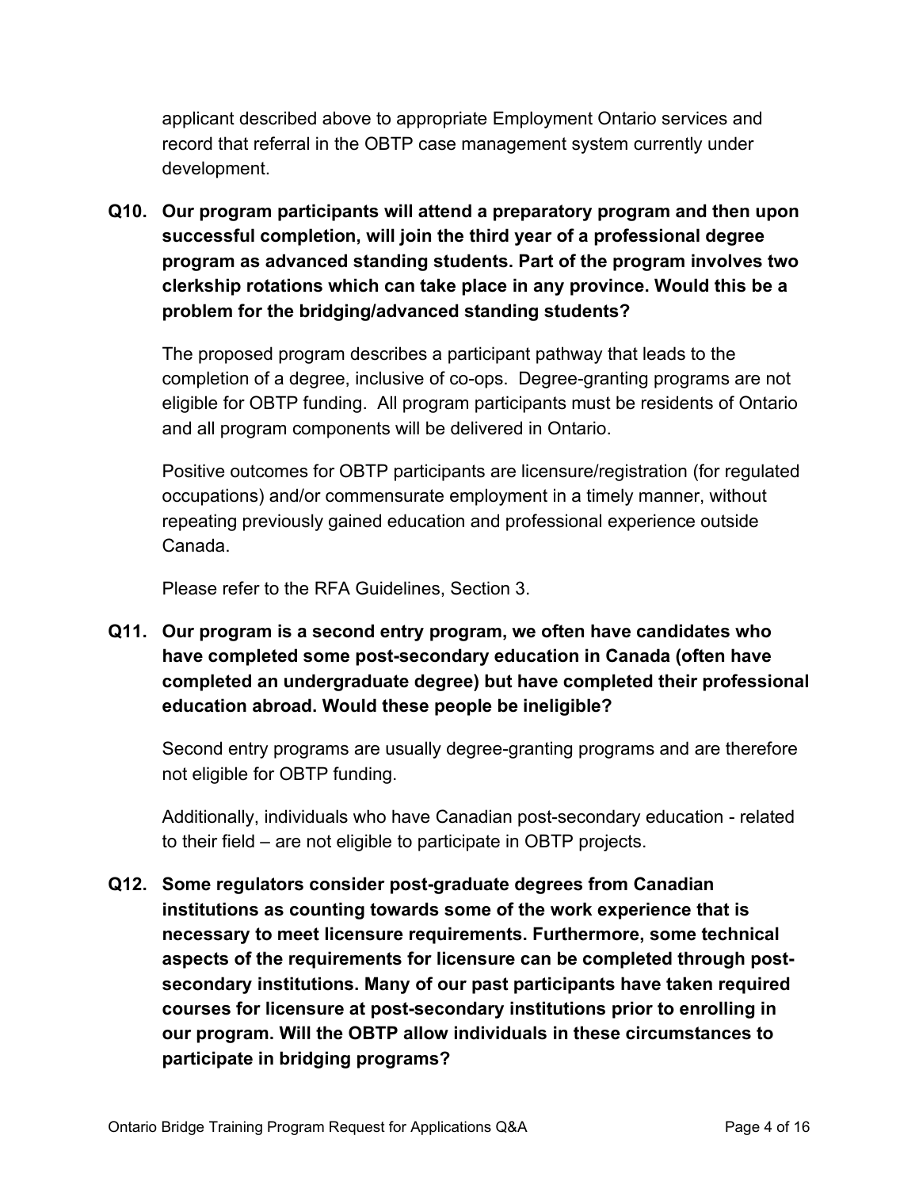applicant described above to appropriate Employment Ontario services and record that referral in the OBTP case management system currently under development.

**Q10. Our program participants will attend a preparatory program and then upon successful completion, will join the third year of a professional degree program as advanced standing students. Part of the program involves two clerkship rotations which can take place in any province. Would this be a problem for the bridging/advanced standing students?**

The proposed program describes a participant pathway that leads to the completion of a degree, inclusive of co-ops. Degree-granting programs are not eligible for OBTP funding. All program participants must be residents of Ontario and all program components will be delivered in Ontario.

Positive outcomes for OBTP participants are licensure/registration (for regulated occupations) and/or commensurate employment in a timely manner, without repeating previously gained education and professional experience outside Canada.

Please refer to the RFA Guidelines, Section 3.

**Q11. Our program is a second entry program, we often have candidates who have completed some post-secondary education in Canada (often have completed an undergraduate degree) but have completed their professional education abroad. Would these people be ineligible?**

Second entry programs are usually degree-granting programs and are therefore not eligible for OBTP funding.

Additionally, individuals who have Canadian post-secondary education - related to their field – are not eligible to participate in OBTP projects.

**Q12. Some regulators consider post-graduate degrees from Canadian institutions as counting towards some of the work experience that is necessary to meet licensure requirements. Furthermore, some technical aspects of the requirements for licensure can be completed through post-secondary institutions. Many of our past participants have taken required courses for licensure at post-secondary institutions prior to enrolling in our program. Will the OBTP allow individuals in these circumstances to participate in bridging programs?**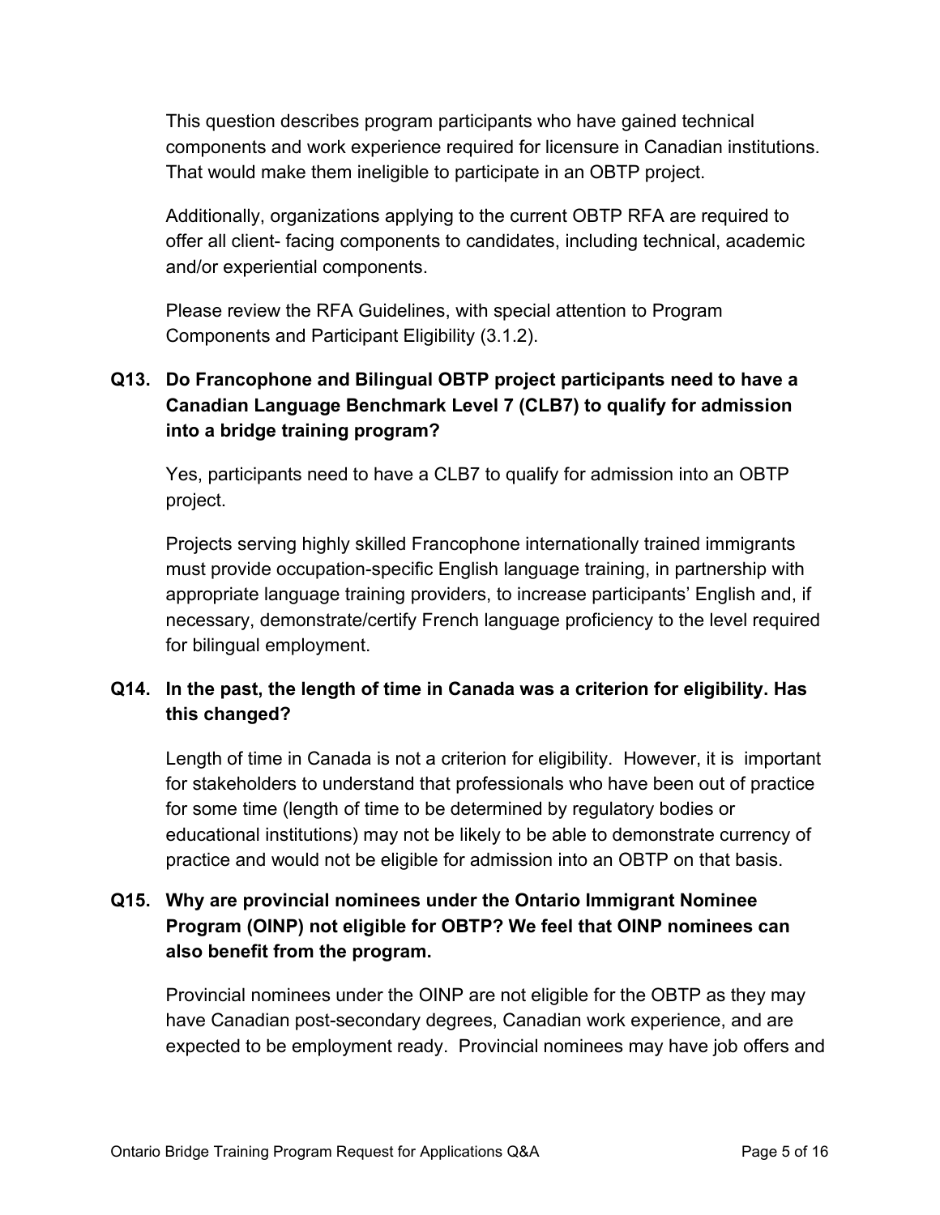This question describes program participants who have gained technical components and work experience required for licensure in Canadian institutions. That would make them ineligible to participate in an OBTP project.

Additionally, organizations applying to the current OBTP RFA are required to offer all client- facing components to candidates, including technical, academic and/or experiential components.

Please review the RFA Guidelines, with special attention to Program Components and Participant Eligibility (3.1.2).

**Q13. Do Francophone and Bilingual OBTP project participants need to have a Canadian Language Benchmark Level 7 (CLB7) to qualify for admission into a bridge training program?**

Yes, participants need to have a CLB7 to qualify for admission into an OBTP project.

Projects serving highly skilled Francophone internationally trained immigrants must provide occupation-specific English language training, in partnership with appropriate language training providers, to increase participants' English and, if necessary, demonstrate/certify French language proficiency to the level required for bilingual employment.

**Q14. In the past, the length of time in Canada was a criterion for eligibility. Has this changed?**

Length of time in Canada is not a criterion for eligibility. However, it is important for stakeholders to understand that professionals who have been out of practice for some time (length of time to be determined by regulatory bodies or educational institutions) may not be likely to be able to demonstrate currency of practice and would not be eligible for admission into an OBTP on that basis.

**Q15. Why are provincial nominees under the Ontario Immigrant Nominee Program (OINP) not eligible for OBTP? We feel that OINP nominees can also benefit from the program.**

Provincial nominees under the OINP are not eligible for the OBTP as they may have Canadian post-secondary degrees, Canadian work experience, and are expected to be employment ready. Provincial nominees may have job offers and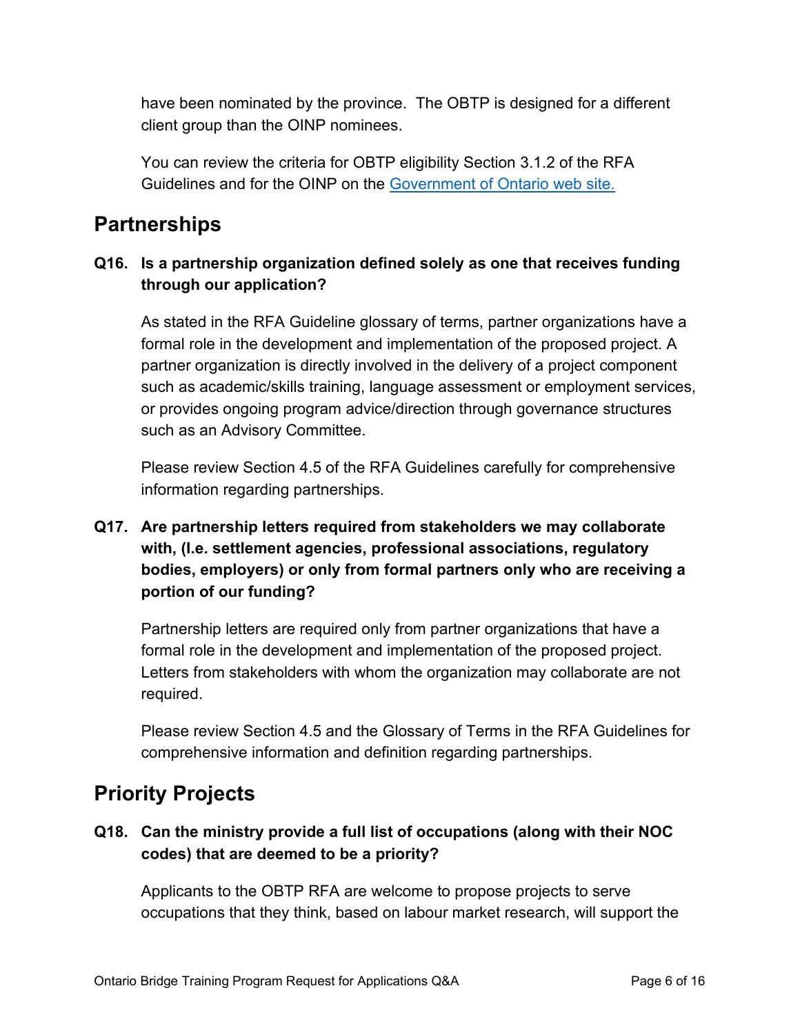have been nominated by the province. The OBTP is designed for a different client group than the OINP nominees.

You can review the criteria for OBTP eligibility Section 3.1.2 of the RFA Guidelines and for the OINP on the [Government of Ontario web site.](#)

## Partnerships

**Q16. Is a partnership organization defined solely as one that receives funding through our application?**

As stated in the RFA Guideline glossary of terms, partner organizations have a formal role in the development and implementation of the proposed project. A partner organization is directly involved in the delivery of a project component such as academic/skills training, language assessment or employment services, or provides ongoing program advice/direction through governance structures such as an Advisory Committee.

Please review Section 4.5 of the RFA Guidelines carefully for comprehensive information regarding partnerships.

**Q17. Are partnership letters required from stakeholders we may collaborate with, (I.e. settlement agencies, professional associations, regulatory bodies, employers) or only from formal partners only who are receiving a portion of our funding?**

Partnership letters are required only from partner organizations that have a formal role in the development and implementation of the proposed project. Letters from stakeholders with whom the organization may collaborate are not required.

Please review Section 4.5 and the Glossary of Terms in the RFA Guidelines for comprehensive information and definition regarding partnerships.

## Priority Projects

**Q18. Can the ministry provide a full list of occupations (along with their NOC codes) that are deemed to be a priority?**

Applicants to the OBTP RFA are welcome to propose projects to serve occupations that they think, based on labour market research, will support the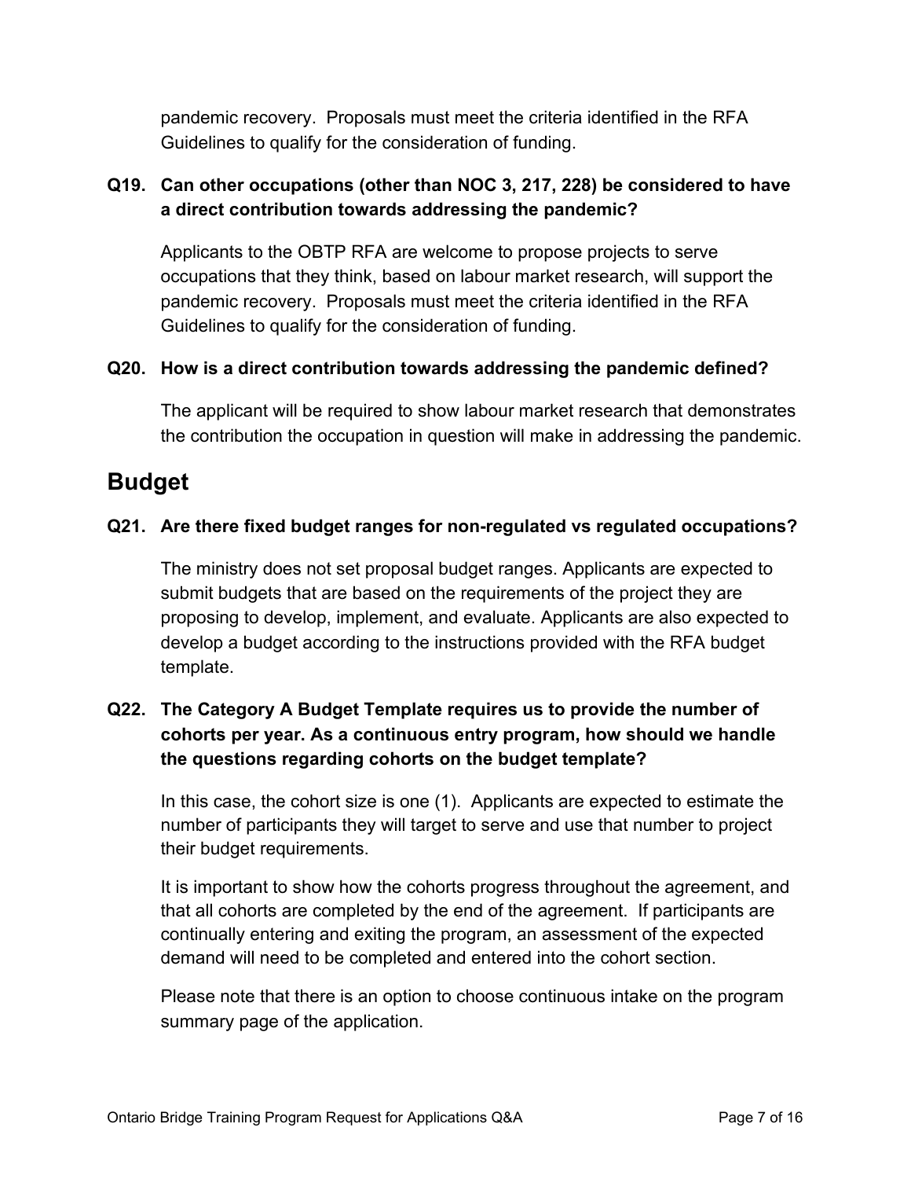pandemic recovery. Proposals must meet the criteria identified in the RFA Guidelines to qualify for the consideration of funding.

**Q19. Can other occupations (other than NOC 3, 217, 228) be considered to have a direct contribution towards addressing the pandemic?**

Applicants to the OBTP RFA are welcome to propose projects to serve occupations that they think, based on labour market research, will support the pandemic recovery. Proposals must meet the criteria identified in the RFA Guidelines to qualify for the consideration of funding.

**Q20. How is a direct contribution towards addressing the pandemic defined?**

The applicant will be required to show labour market research that demonstrates the contribution the occupation in question will make in addressing the pandemic.

## Budget

**Q21. Are there fixed budget ranges for non-regulated vs regulated occupations?**

The ministry does not set proposal budget ranges. Applicants are expected to submit budgets that are based on the requirements of the project they are proposing to develop, implement, and evaluate. Applicants are also expected to develop a budget according to the instructions provided with the RFA budget template.

**Q22. The Category A Budget Template requires us to provide the number of cohorts per year. As a continuous entry program, how should we handle the questions regarding cohorts on the budget template?**

In this case, the cohort size is one (1). Applicants are expected to estimate the number of participants they will target to serve and use that number to project their budget requirements.

It is important to show how the cohorts progress throughout the agreement, and that all cohorts are completed by the end of the agreement. If participants are continually entering and exiting the program, an assessment of the expected demand will need to be completed and entered into the cohort section.

Please note that there is an option to choose continuous intake on the program summary page of the application.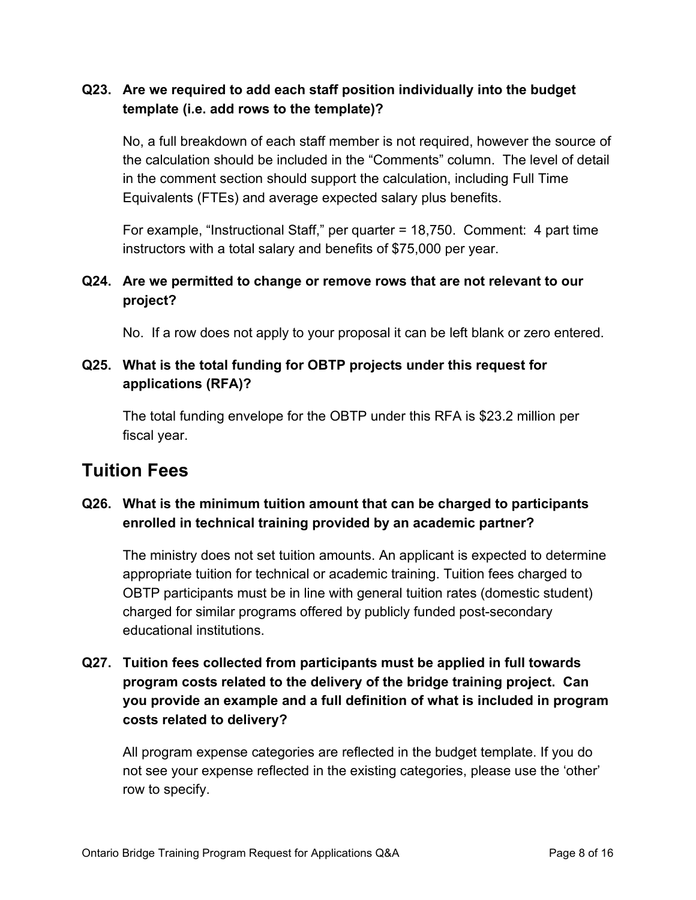**Q23. Are we required to add each staff position individually into the budget template (i.e. add rows to the template)?**

No, a full breakdown of each staff member is not required, however the source of the calculation should be included in the "Comments" column. The level of detail in the comment section should support the calculation, including Full Time Equivalents (FTEs) and average expected salary plus benefits.

For example, "Instructional Staff," per quarter = 18,750. Comment: 4 part time instructors with a total salary and benefits of $75,000 per year.

**Q24. Are we permitted to change or remove rows that are not relevant to our project?**

No. If a row does not apply to your proposal it can be left blank or zero entered.

**Q25. What is the total funding for OBTP projects under this request for applications (RFA)?**

The total funding envelope for the OBTP under this RFA is $23.2 million per fiscal year.

## Tuition Fees

**Q26. What is the minimum tuition amount that can be charged to participants enrolled in technical training provided by an academic partner?**

The ministry does not set tuition amounts. An applicant is expected to determine appropriate tuition for technical or academic training. Tuition fees charged to OBTP participants must be in line with general tuition rates (domestic student) charged for similar programs offered by publicly funded post-secondary educational institutions.

**Q27. Tuition fees collected from participants must be applied in full towards program costs related to the delivery of the bridge training project. Can you provide an example and a full definition of what is included in program costs related to delivery?**

All program expense categories are reflected in the budget template. If you do not see your expense reflected in the existing categories, please use the 'other' row to specify.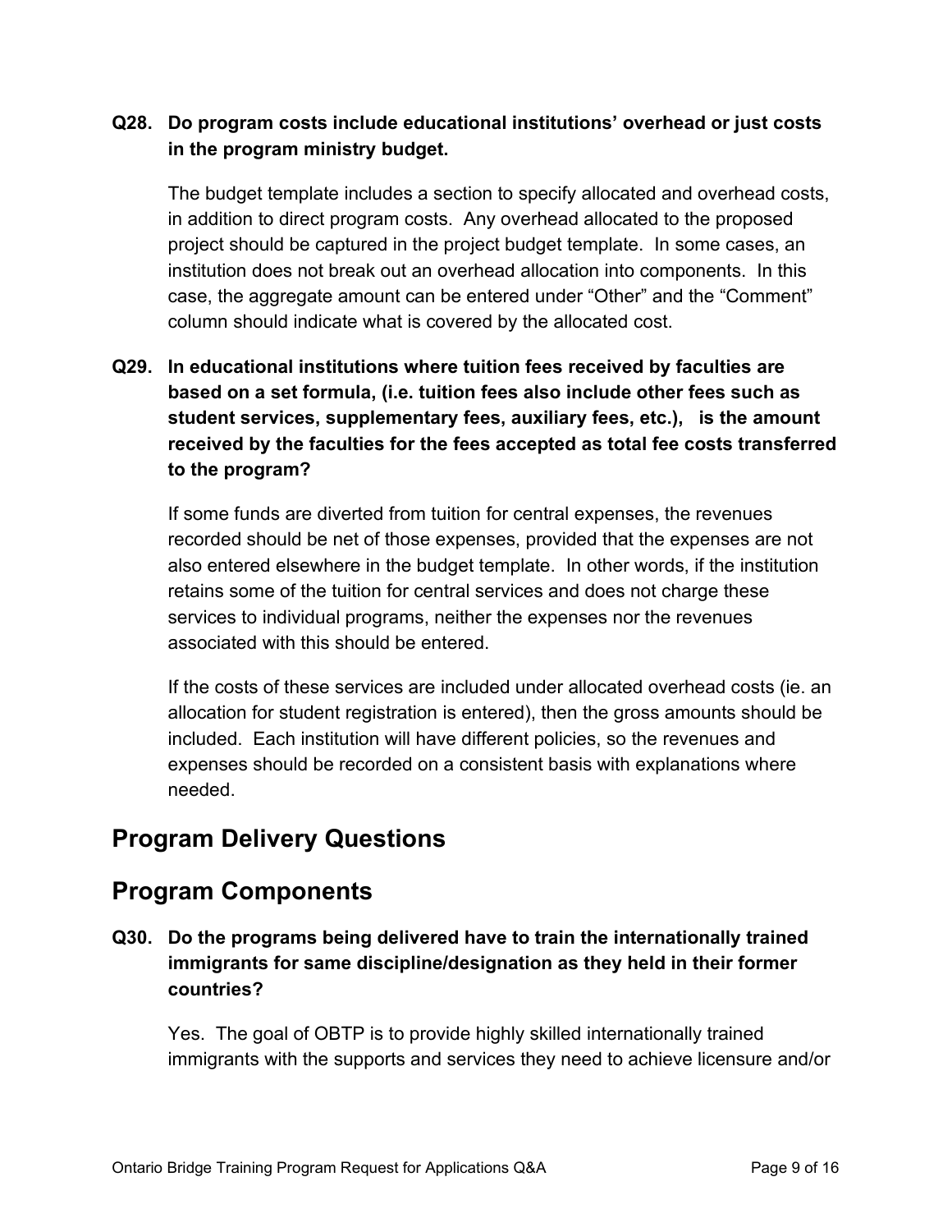**Q28. Do program costs include educational institutions' overhead or just costs in the program ministry budget.**

The budget template includes a section to specify allocated and overhead costs, in addition to direct program costs. Any overhead allocated to the proposed project should be captured in the project budget template. In some cases, an institution does not break out an overhead allocation into components. In this case, the aggregate amount can be entered under "Other" and the "Comment" column should indicate what is covered by the allocated cost.

**Q29. In educational institutions where tuition fees received by faculties are based on a set formula, (i.e. tuition fees also include other fees such as student services, supplementary fees, auxiliary fees, etc.), is the amount received by the faculties for the fees accepted as total fee costs transferred to the program?**

If some funds are diverted from tuition for central expenses, the revenues recorded should be net of those expenses, provided that the expenses are not also entered elsewhere in the budget template. In other words, if the institution retains some of the tuition for central services and does not charge these services to individual programs, neither the expenses nor the revenues associated with this should be entered.

If the costs of these services are included under allocated overhead costs (ie. an allocation for student registration is entered), then the gross amounts should be included. Each institution will have different policies, so the revenues and expenses should be recorded on a consistent basis with explanations where needed.

## Program Delivery Questions

## Program Components

**Q30. Do the programs being delivered have to train the internationally trained immigrants for same discipline/designation as they held in their former countries?**

Yes. The goal of OBTP is to provide highly skilled internationally trained immigrants with the supports and services they need to achieve licensure and/or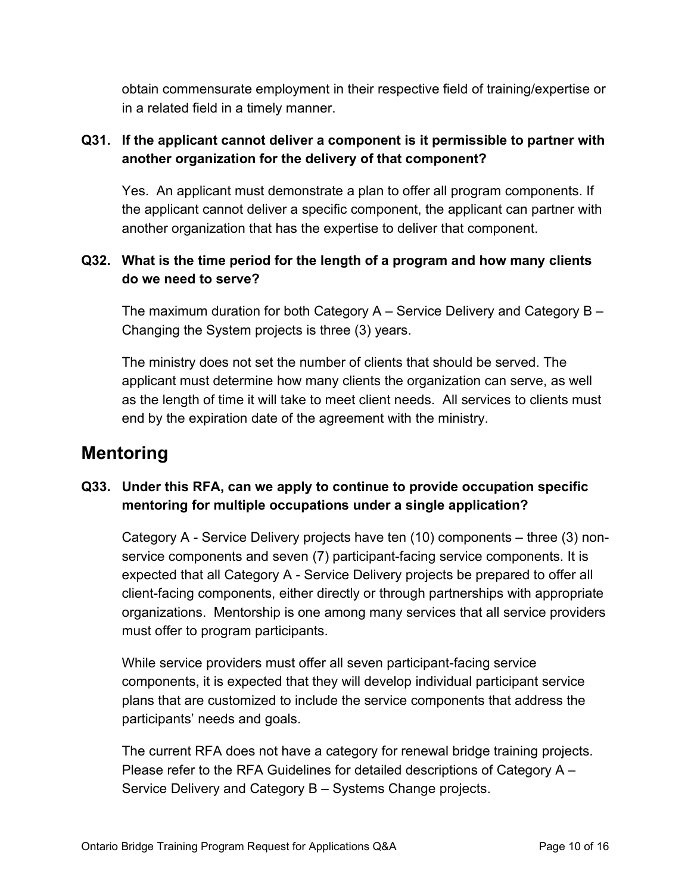obtain commensurate employment in their respective field of training/expertise or in a related field in a timely manner.

**Q31. If the applicant cannot deliver a component is it permissible to partner with another organization for the delivery of that component?**

Yes. An applicant must demonstrate a plan to offer all program components. If the applicant cannot deliver a specific component, the applicant can partner with another organization that has the expertise to deliver that component.

**Q32. What is the time period for the length of a program and how many clients do we need to serve?**

The maximum duration for both Category A – Service Delivery and Category B – Changing the System projects is three (3) years.

The ministry does not set the number of clients that should be served. The applicant must determine how many clients the organization can serve, as well as the length of time it will take to meet client needs. All services to clients must end by the expiration date of the agreement with the ministry.

## Mentoring

**Q33. Under this RFA, can we apply to continue to provide occupation specific mentoring for multiple occupations under a single application?**

Category A - Service Delivery projects have ten (10) components – three (3) non-service components and seven (7) participant-facing service components. It is expected that all Category A - Service Delivery projects be prepared to offer all client-facing components, either directly or through partnerships with appropriate organizations. Mentorship is one among many services that all service providers must offer to program participants.

While service providers must offer all seven participant-facing service components, it is expected that they will develop individual participant service plans that are customized to include the service components that address the participants' needs and goals.

The current RFA does not have a category for renewal bridge training projects. Please refer to the RFA Guidelines for detailed descriptions of Category A – Service Delivery and Category B – Systems Change projects.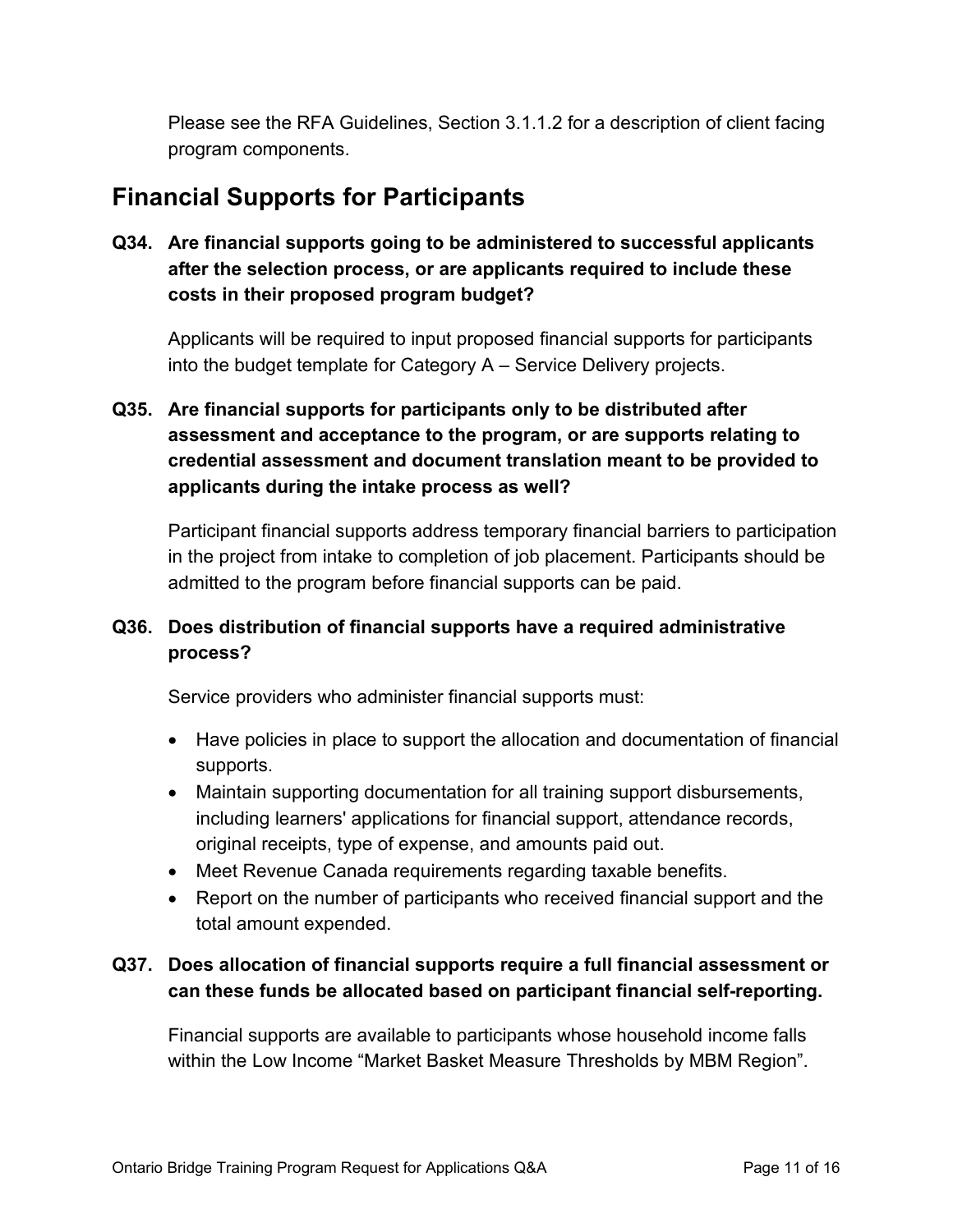Please see the RFA Guidelines, Section 3.1.1.2 for a description of client facing program components.

## Financial Supports for Participants

**Q34. Are financial supports going to be administered to successful applicants after the selection process, or are applicants required to include these costs in their proposed program budget?**

Applicants will be required to input proposed financial supports for participants into the budget template for Category A – Service Delivery projects.

**Q35. Are financial supports for participants only to be distributed after assessment and acceptance to the program, or are supports relating to credential assessment and document translation meant to be provided to applicants during the intake process as well?**

Participant financial supports address temporary financial barriers to participation in the project from intake to completion of job placement. Participants should be admitted to the program before financial supports can be paid.

**Q36. Does distribution of financial supports have a required administrative process?**

Service providers who administer financial supports must:

- Have policies in place to support the allocation and documentation of financial supports.
- Maintain supporting documentation for all training support disbursements, including learners' applications for financial support, attendance records, original receipts, type of expense, and amounts paid out.
- Meet Revenue Canada requirements regarding taxable benefits.
- Report on the number of participants who received financial support and the total amount expended.

**Q37. Does allocation of financial supports require a full financial assessment or can these funds be allocated based on participant financial self-reporting.**

Financial supports are available to participants whose household income falls within the Low Income “Market Basket Measure Thresholds by MBM Region”.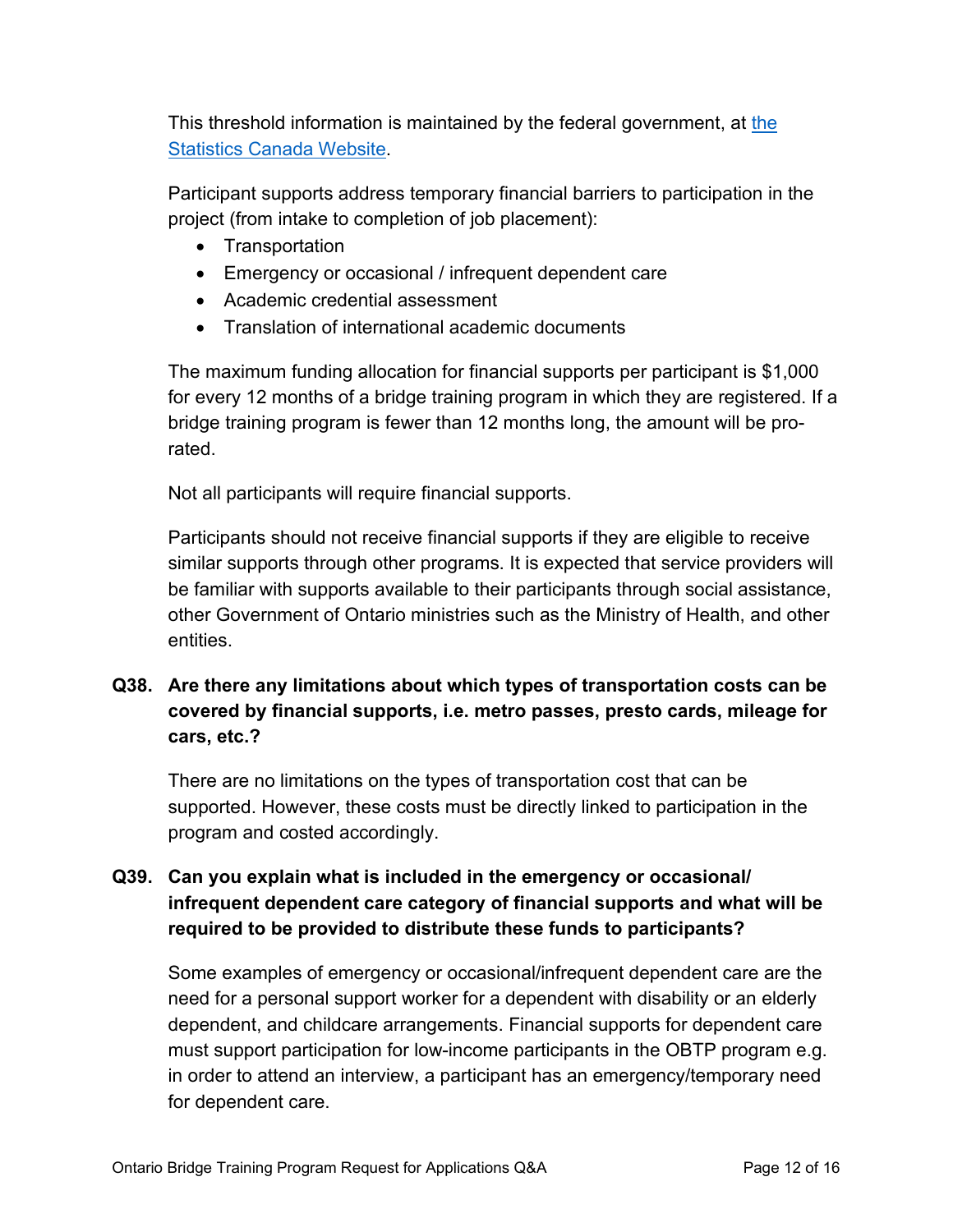This threshold information is maintained by the federal government, at [the Statistics Canada Website](#).

Participant supports address temporary financial barriers to participation in the project (from intake to completion of job placement):

- Transportation
- Emergency or occasional / infrequent dependent care
- Academic credential assessment
- Translation of international academic documents

The maximum funding allocation for financial supports per participant is $1,000 for every 12 months of a bridge training program in which they are registered. If a bridge training program is fewer than 12 months long, the amount will be pro-rated.

Not all participants will require financial supports.

Participants should not receive financial supports if they are eligible to receive similar supports through other programs. It is expected that service providers will be familiar with supports available to their participants through social assistance, other Government of Ontario ministries such as the Ministry of Health, and other entities.

**Q38. Are there any limitations about which types of transportation costs can be covered by financial supports, i.e. metro passes, presto cards, mileage for cars, etc.?**

There are no limitations on the types of transportation cost that can be supported. However, these costs must be directly linked to participation in the program and costed accordingly.

**Q39. Can you explain what is included in the emergency or occasional/ infrequent dependent care category of financial supports and what will be required to be provided to distribute these funds to participants?**

Some examples of emergency or occasional/infrequent dependent care are the need for a personal support worker for a dependent with disability or an elderly dependent, and childcare arrangements. Financial supports for dependent care must support participation for low-income participants in the OBTP program e.g. in order to attend an interview, a participant has an emergency/temporary need for dependent care.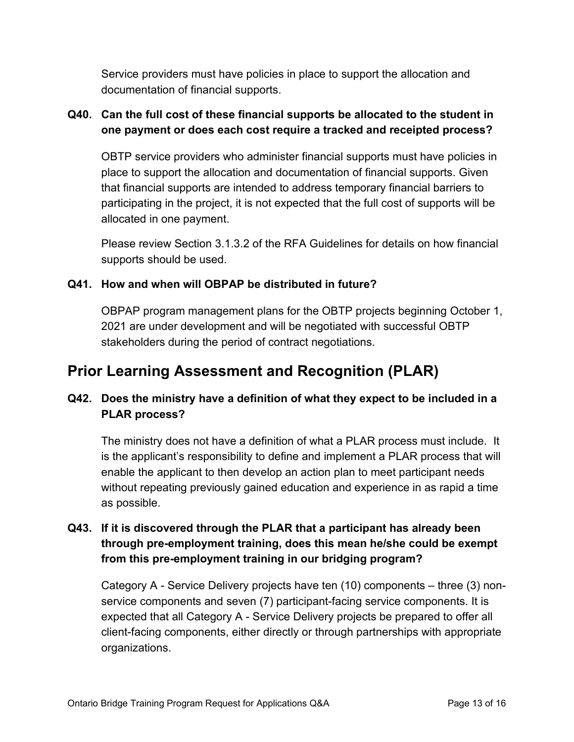Service providers must have policies in place to support the allocation and documentation of financial supports.

### Q40. Can the full cost of these financial supports be allocated to the student in one payment or does each cost require a tracked and receipted process?

OBTP service providers who administer financial supports must have policies in place to support the allocation and documentation of financial supports. Given that financial supports are intended to address temporary financial barriers to participating in the project, it is not expected that the full cost of supports will be allocated in one payment.

Please review Section 3.1.3.2 of the RFA Guidelines for details on how financial supports should be used.

### Q41. How and when will OBPAP be distributed in future?

OBPAP program management plans for the OBTP projects beginning October 1, 2021 are under development and will be negotiated with successful OBTP stakeholders during the period of contract negotiations.

## Prior Learning Assessment and Recognition (PLAR)

### Q42. Does the ministry have a definition of what they expect to be included in a PLAR process?

The ministry does not have a definition of what a PLAR process must include. It is the applicant's responsibility to define and implement a PLAR process that will enable the applicant to then develop an action plan to meet participant needs without repeating previously gained education and experience in as rapid a time as possible.

### Q43. If it is discovered through the PLAR that a participant has already been through pre-employment training, does this mean he/she could be exempt from this pre-employment training in our bridging program?

Category A - Service Delivery projects have ten (10) components – three (3) non-service components and seven (7) participant-facing service components. It is expected that all Category A - Service Delivery projects be prepared to offer all client-facing components, either directly or through partnerships with appropriate organizations.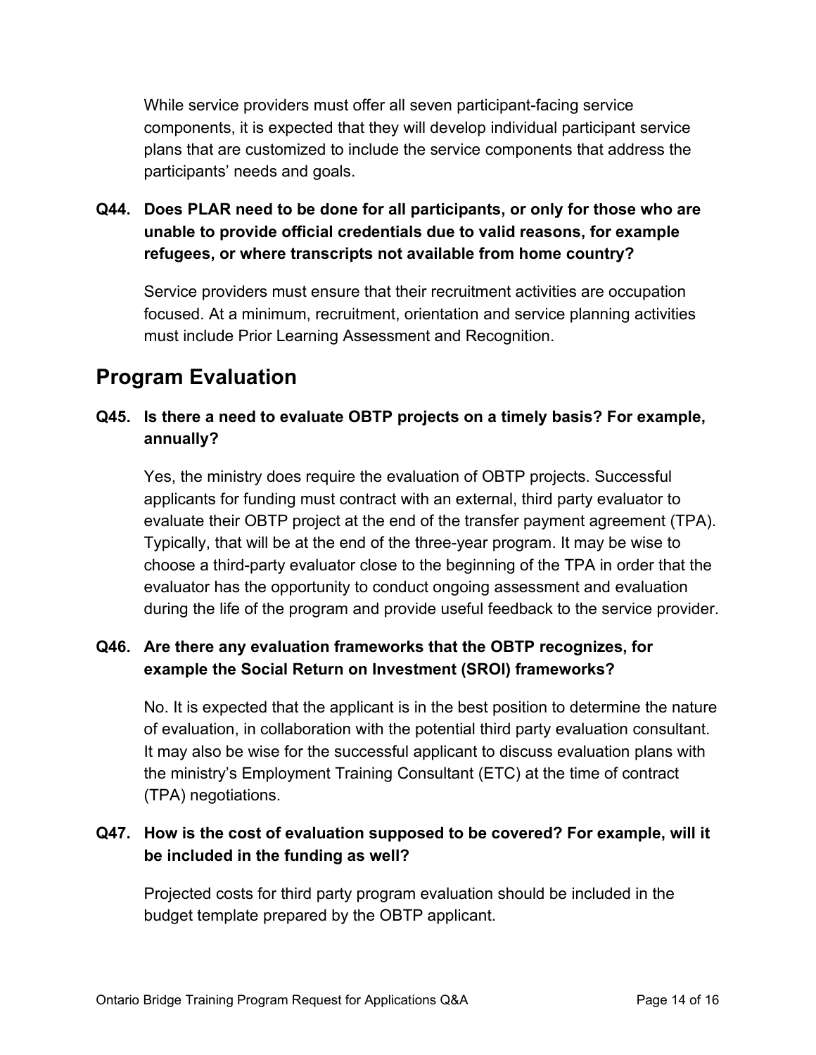While service providers must offer all seven participant-facing service components, it is expected that they will develop individual participant service plans that are customized to include the service components that address the participants' needs and goals.

**Q44. Does PLAR need to be done for all participants, or only for those who are unable to provide official credentials due to valid reasons, for example refugees, or where transcripts not available from home country?**

Service providers must ensure that their recruitment activities are occupation focused. At a minimum, recruitment, orientation and service planning activities must include Prior Learning Assessment and Recognition.

## Program Evaluation

**Q45. Is there a need to evaluate OBTP projects on a timely basis? For example, annually?**

Yes, the ministry does require the evaluation of OBTP projects. Successful applicants for funding must contract with an external, third party evaluator to evaluate their OBTP project at the end of the transfer payment agreement (TPA). Typically, that will be at the end of the three-year program. It may be wise to choose a third-party evaluator close to the beginning of the TPA in order that the evaluator has the opportunity to conduct ongoing assessment and evaluation during the life of the program and provide useful feedback to the service provider.

**Q46. Are there any evaluation frameworks that the OBTP recognizes, for example the Social Return on Investment (SROI) frameworks?**

No. It is expected that the applicant is in the best position to determine the nature of evaluation, in collaboration with the potential third party evaluation consultant. It may also be wise for the successful applicant to discuss evaluation plans with the ministry's Employment Training Consultant (ETC) at the time of contract (TPA) negotiations.

**Q47. How is the cost of evaluation supposed to be covered? For example, will it be included in the funding as well?**

Projected costs for third party program evaluation should be included in the budget template prepared by the OBTP applicant.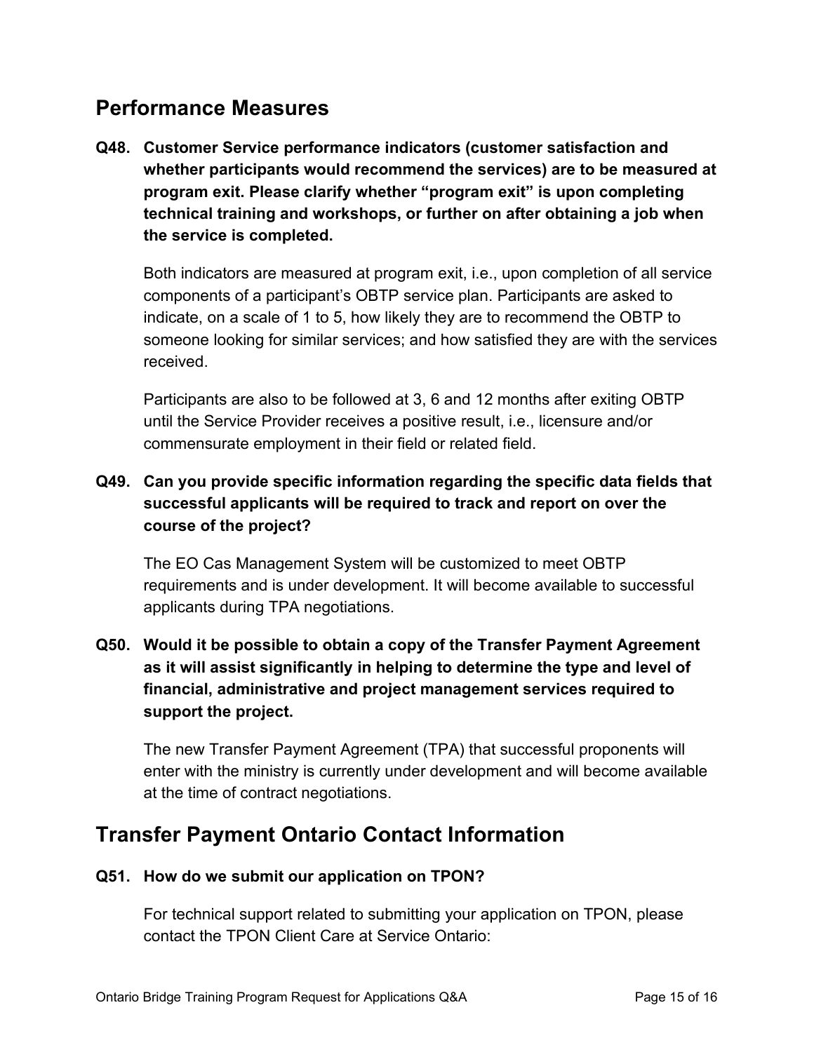## Performance Measures

**Q48. Customer Service performance indicators (customer satisfaction and whether participants would recommend the services) are to be measured at program exit. Please clarify whether "program exit" is upon completing technical training and workshops, or further on after obtaining a job when the service is completed.**

Both indicators are measured at program exit, i.e., upon completion of all service components of a participant's OBTP service plan. Participants are asked to indicate, on a scale of 1 to 5, how likely they are to recommend the OBTP to someone looking for similar services; and how satisfied they are with the services received.

Participants are also to be followed at 3, 6 and 12 months after exiting OBTP until the Service Provider receives a positive result, i.e., licensure and/or commensurate employment in their field or related field.

**Q49. Can you provide specific information regarding the specific data fields that successful applicants will be required to track and report on over the course of the project?**

The EO Cas Management System will be customized to meet OBTP requirements and is under development. It will become available to successful applicants during TPA negotiations.

**Q50. Would it be possible to obtain a copy of the Transfer Payment Agreement as it will assist significantly in helping to determine the type and level of financial, administrative and project management services required to support the project.**

The new Transfer Payment Agreement (TPA) that successful proponents will enter with the ministry is currently under development and will become available at the time of contract negotiations.

## Transfer Payment Ontario Contact Information

**Q51. How do we submit our application on TPON?**

For technical support related to submitting your application on TPON, please contact the TPON Client Care at Service Ontario: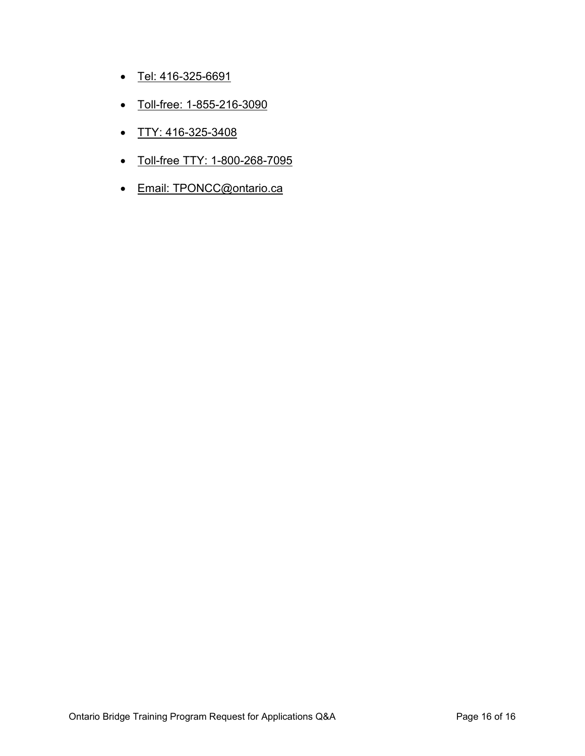- Tel: 416-325-6691
- Toll-free: 1-855-216-3090
- TTY: 416-325-3408
- Toll-free TTY: 1-800-268-7095
- Email: TPONCC@ontario.ca